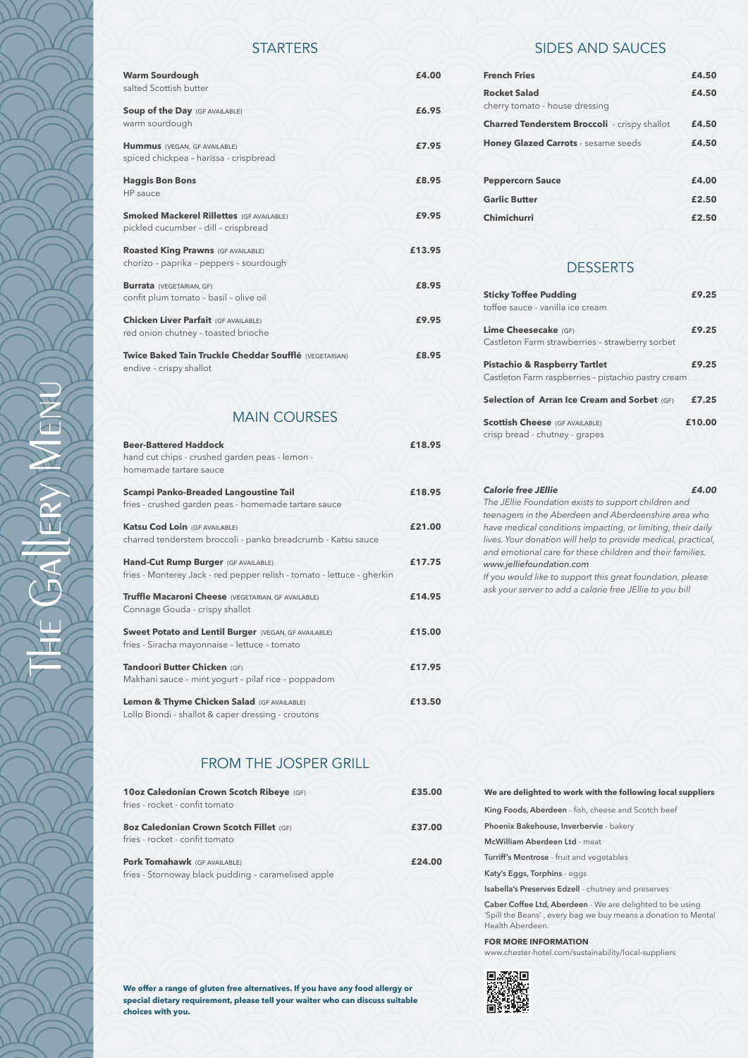# The Gallery Menu

## STARTERS

**Warm Sourdough** £4.00
salted Scottish butter

**Soup of the Day** (GF AVAILABLE) £6.95
warm sourdough

**Hummus** (VEGAN, GF AVAILABLE) £7.95
spiced chickpea – harissa - crispbread

**Haggis Bon Bons** £8.95
HP sauce

**Smoked Mackerel Rillettes** (GF AVAILABLE) £9.95
pickled cucumber – dill – crispbread

**Roasted King Prawns** (GF AVAILABLE) £13.95
chorizo – paprika – peppers – sourdough

**Burrata** (VEGETARIAN, GF) £8.95
confit plum tomato – basil – olive oil

**Chicken Liver Parfait** (GF AVAILABLE) £9.95
red onion chutney – toasted brioche

**Twice Baked Tain Truckle Cheddar Soufflé** (VEGETARIAN) £8.95
endive – crispy shallot

## MAIN COURSES

**Beer-Battered Haddock** £18.95
hand cut chips - crushed garden peas - lemon - homemade tartare sauce

**Scampi Panko-Breaded Langoustine Tail** £18.95
fries - crushed garden peas - homemade tartare sauce

**Katsu Cod Loin** (GF AVAILABLE) £21.00
charred tenderstem broccoli - panko breadcrumb - Katsu sauce

**Hand-Cut Rump Burger** (GF AVAILABLE) £17.75
fries - Monterey Jack - red pepper relish - tomato - lettuce - gherkin

**Truffle Macaroni Cheese** (VEGETARIAN, GF AVAILABLE) £14.95
Connage Gouda - crispy shallot

**Sweet Potato and Lentil Burger** (VEGAN, GF AVAILABLE) £15.00
fries - Siracha mayonnaise – lettuce – tomato

**Tandoori Butter Chicken** (GF) £17.95
Makhani sauce – mint yogurt – pilaf rice – poppadom

**Lemon & Thyme Chicken Salad** (GF AVAILABLE) £13.50
Lollo Biondi - shallot & caper dressing - croutons

## FROM THE JOSPER GRILL

**10oz Caledonian Crown Scotch Ribeye** (GF) £35.00
fries - rocket - confit tomato

**8oz Caledonian Crown Scotch Fillet** (GF) £37.00
fries - rocket - confit tomato

**Pork Tomahawk** (GF AVAILABLE) £24.00
fries - Stornoway black pudding – caramelised apple

**We offer a range of gluten free alternatives. If you have any food allergy or special dietary requirement, please tell your waiter who can discuss suitable choices with you.**

## SIDES AND SAUCES

**French Fries** £4.50

**Rocket Salad** £4.50
cherry tomato - house dressing

**Charred Tenderstem Broccoli** - crispy shallot £4.50

**Honey Glazed Carrots** - sesame seeds £4.50

**Peppercorn Sauce** £4.00

**Garlic Butter** £2.50

**Chimichurri** £2.50

## DESSERTS

**Sticky Toffee Pudding** £9.25
toffee sauce - vanilla ice cream

**Lime Cheesecake** (GF) £9.25
Castleton Farm strawberries – strawberry sorbet

**Pistachio & Raspberry Tartlet** £9.25
Castleton Farm raspberries – pistachio pastry cream

**Selection of Arran Ice Cream and Sorbet** (GF) £7.25

**Scottish Cheese** (GF AVAILABLE) £10.00
crisp bread - chutney - grapes

***Calorie free JEllie*** *£4.00*

*The JEllie Foundation exists to support children and teenagers in the Aberdeen and Aberdeenshire area who have medical conditions impacting, or limiting, their daily lives. Your donation will help to provide medical, practical, and emotional care for these children and their families.*
*www.jelliefoundation.com*
*If you would like to support this great foundation, please ask your server to add a calorie free JEllie to you bill*

**We are delighted to work with the following local suppliers**

**King Foods, Aberdeen** - fish, cheese and Scotch beef

**Phoenix Bakehouse, Inverbervie** - bakery

**McWilliam Aberdeen Ltd** - meat

**Turriff's Montrose** - fruit and vegetables

**Katy's Eggs, Torphins** - eggs

**Isabella's Preserves Edzell** - chutney and preserves

**Caber Coffee Ltd, Aberdeen** - We are delighted to be using 'Spill the Beans' , every bag we buy means a donation to Mental Health Aberdeen.

**FOR MORE INFORMATION**
www.chester-hotel.com/sustainability/local-suppliers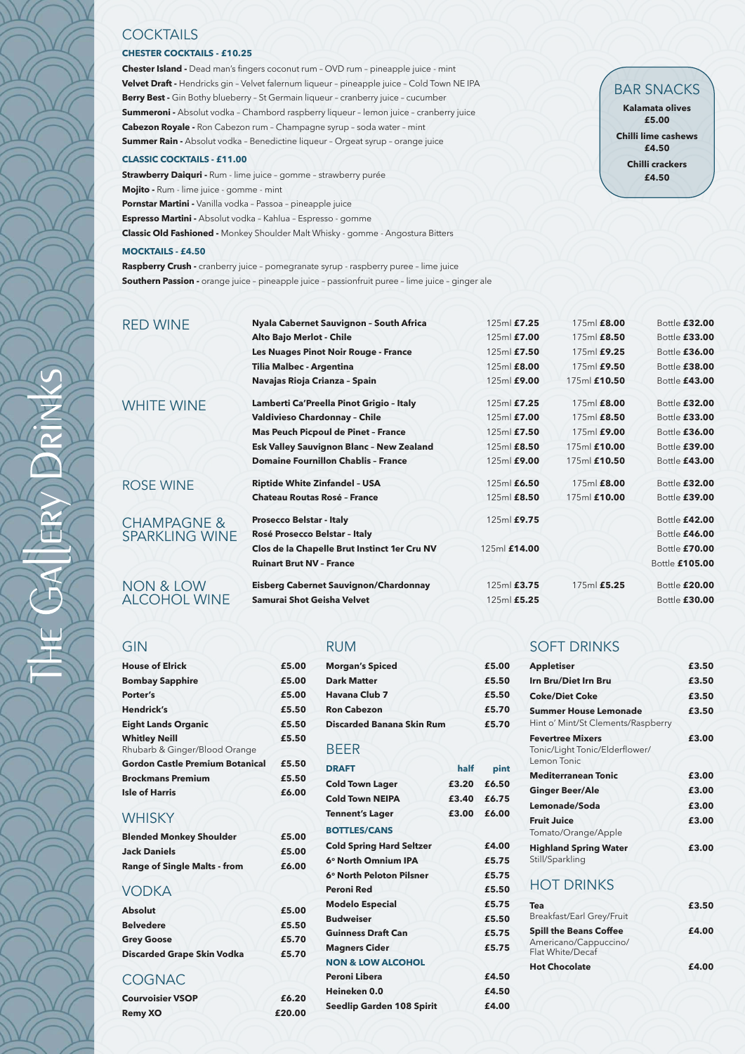# The Gallery Drinks

## COCKTAILS

### CHESTER COCKTAILS - £10.25

**Chester Island -** Dead man's fingers coconut rum – OVD rum – pineapple juice - mint
**Velvet Draft -** Hendricks gin – Velvet falernum liqueur – pineapple juice – Cold Town NE IPA
**Berry Best -** Gin Bothy blueberry – St Germain liqueur – cranberry juice – cucumber
**Summeroni -** Absolut vodka – Chambord raspberry liqueur – lemon juice – cranberry juice
**Cabezon Royale -** Ron Cabezon rum – Champagne syrup – soda water – mint
**Summer Rain -** Absolut vodka – Benedictine liqueur – Orgeat syrup – orange juice

### CLASSIC COCKTAILS - £11.00

**Strawberry Daiquri -** Rum - lime juice – gomme – strawberry purée
**Mojito -** Rum - lime juice - gomme - mint
**Pornstar Martini -** Vanilla vodka – Passoa – pineapple juice
**Espresso Martini -** Absolut vodka – Kahlua – Espresso - gomme
**Classic Old Fashioned -** Monkey Shoulder Malt Whisky - gomme - Angostura Bitters

### MOCKTAILS - £4.50

**Raspberry Crush -** cranberry juice – pomegranate syrup - raspberry puree – lime juice
**Southern Passion -** orange juice – pineapple juice – passionfruit puree – lime juice – ginger ale

## BAR SNACKS

**Kalamata olives**
**£5.00**

**Chilli lime cashews**
**£4.50**

**Chilli crackers**
**£4.50**

## WINE

| | | | | |
|---|---|---|---|---|
| RED WINE | **Nyala Cabernet Sauvignon – South Africa** | 125ml **£7.25** | 175ml **£8.00** | Bottle **£32.00** |
| | **Alto Bajo Merlot - Chile** | 125ml **£7.00** | 175ml **£8.50** | Bottle **£33.00** |
| | **Les Nuages Pinot Noir Rouge - France** | 125ml **£7.50** | 175ml **£9.25** | Bottle **£36.00** |
| | **Tilia Malbec - Argentina** | 125ml **£8.00** | 175ml **£9.50** | Bottle **£38.00** |
| | **Navajas Rioja Crianza – Spain** | 125ml **£9.00** | 175ml **£10.50** | Bottle **£43.00** |
| WHITE WINE | **Lamberti Ca'Preella Pinot Grigio – Italy** | 125ml **£7.25** | 175ml **£8.00** | Bottle **£32.00** |
| | **Valdivieso Chardonnay - Chile** | 125ml **£7.00** | 175ml **£8.50** | Bottle **£33.00** |
| | **Mas Peuch Picpoul de Pinet – France** | 125ml **£7.50** | 175ml **£9.00** | Bottle **£36.00** |
| | **Esk Valley Sauvignon Blanc – New Zealand** | 125ml **£8.50** | 175ml **£10.00** | Bottle **£39.00** |
| | **Domaine Fournillon Chablis – France** | 125ml **£9.00** | 175ml **£10.50** | Bottle **£43.00** |
| ROSE WINE | **Riptide White Zinfandel – USA** | 125ml **£6.50** | 175ml **£8.00** | Bottle **£32.00** |
| | **Chateau Routas Rosé – France** | 125ml **£8.50** | 175ml **£10.00** | Bottle **£39.00** |
| CHAMPAGNE & SPARKLING WINE | **Prosecco Belstar - Italy** | 125ml **£9.75** | | Bottle **£42.00** |
| | **Rosé Prosecco Belstar – Italy** | | | Bottle **£46.00** |
| | **Clos de la Chapelle Brut Instinct 1er Cru NV** | 125ml **£14.00** | | Bottle **£70.00** |
| | **Ruinart Brut NV – France** | | | Bottle **£105.00** |
| NON & LOW ALCOHOL WINE | **Eisberg Cabernet Sauvignon/Chardonnay** | 125ml **£3.75** | 175ml **£5.25** | Bottle **£20.00** |
| | **Samurai Shot Geisha Velvet** | 125ml **£5.25** | | Bottle **£30.00** |

## GIN

| | |
|---|---|
| **House of Elrick** | **£5.00** |
| **Bombay Sapphire** | **£5.00** |
| **Porter's** | **£5.00** |
| **Hendrick's** | **£5.50** |
| **Eight Lands Organic** | **£5.50** |
| **Whitley Neill** Rhubarb & Ginger/Blood Orange | **£5.50** |
| **Gordon Castle Premium Botanical** | **£5.50** |
| **Brockmans Premium** | **£5.50** |
| **Isle of Harris** | **£6.00** |

## WHISKY

| | |
|---|---|
| **Blended Monkey Shoulder** | **£5.00** |
| **Jack Daniels** | **£5.00** |
| **Range of Single Malts - from** | **£6.00** |

## VODKA

| | |
|---|---|
| **Absolut** | **£5.00** |
| **Belvedere** | **£5.50** |
| **Grey Goose** | **£5.70** |
| **Discarded Grape Skin Vodka** | **£5.70** |

## COGNAC

| | |
|---|---|
| **Courvoisier VSOP** | **£6.20** |
| **Remy XO** | **£20.00** |

## RUM

| | |
|---|---|
| **Morgan's Spiced** | **£5.00** |
| **Dark Matter** | **£5.50** |
| **Havana Club 7** | **£5.50** |
| **Ron Cabezon** | **£5.70** |
| **Discarded Banana Skin Rum** | **£5.70** |

## BEER

| DRAFT | half | pint |
|---|---|---|
| **Cold Town Lager** | **£3.20** | **£6.50** |
| **Cold Town NEIPA** | **£3.40** | **£6.75** |
| **Tennent's Lager** | **£3.00** | **£6.00** |
| **BOTTLES/CANS** | | |
| **Cold Spring Hard Seltzer** | | **£4.00** |
| **6° North Omnium IPA** | | **£5.75** |
| **6° North Peloton Pilsner** | | **£5.75** |
| **Peroni Red** | | **£5.50** |
| **Modelo Especial** | | **£5.75** |
| **Budweiser** | | **£5.50** |
| **Guinness Draft Can** | | **£5.75** |
| **Magners Cider** | | **£5.75** |
| **NON & LOW ALCOHOL** | | |
| **Peroni Libera** | | **£4.50** |
| **Heineken 0.0** | | **£4.50** |
| **Seedlip Garden 108 Spirit** | | **£4.00** |

## SOFT DRINKS

| | |
|---|---|
| **Appletiser** | **£3.50** |
| **Irn Bru/Diet Irn Bru** | **£3.50** |
| **Coke/Diet Coke** | **£3.50** |
| **Summer House Lemonade** Hint o' Mint/St Clements/Raspberry | **£3.50** |
| **Fevertree Mixers** Tonic/Light Tonic/Elderflower/Lemon Tonic | **£3.00** |
| **Mediterranean Tonic** | **£3.00** |
| **Ginger Beer/Ale** | **£3.00** |
| **Lemonade/Soda** | **£3.00** |
| **Fruit Juice** Tomato/Orange/Apple | **£3.00** |
| **Highland Spring Water** Still/Sparkling | **£3.00** |

## HOT DRINKS

| | |
|---|---|
| **Tea** Breakfast/Earl Grey/Fruit | **£3.50** |
| **Spill the Beans Coffee** Americano/Cappuccino/Flat White/Decaf | **£4.00** |
| **Hot Chocolate** | **£4.00** |